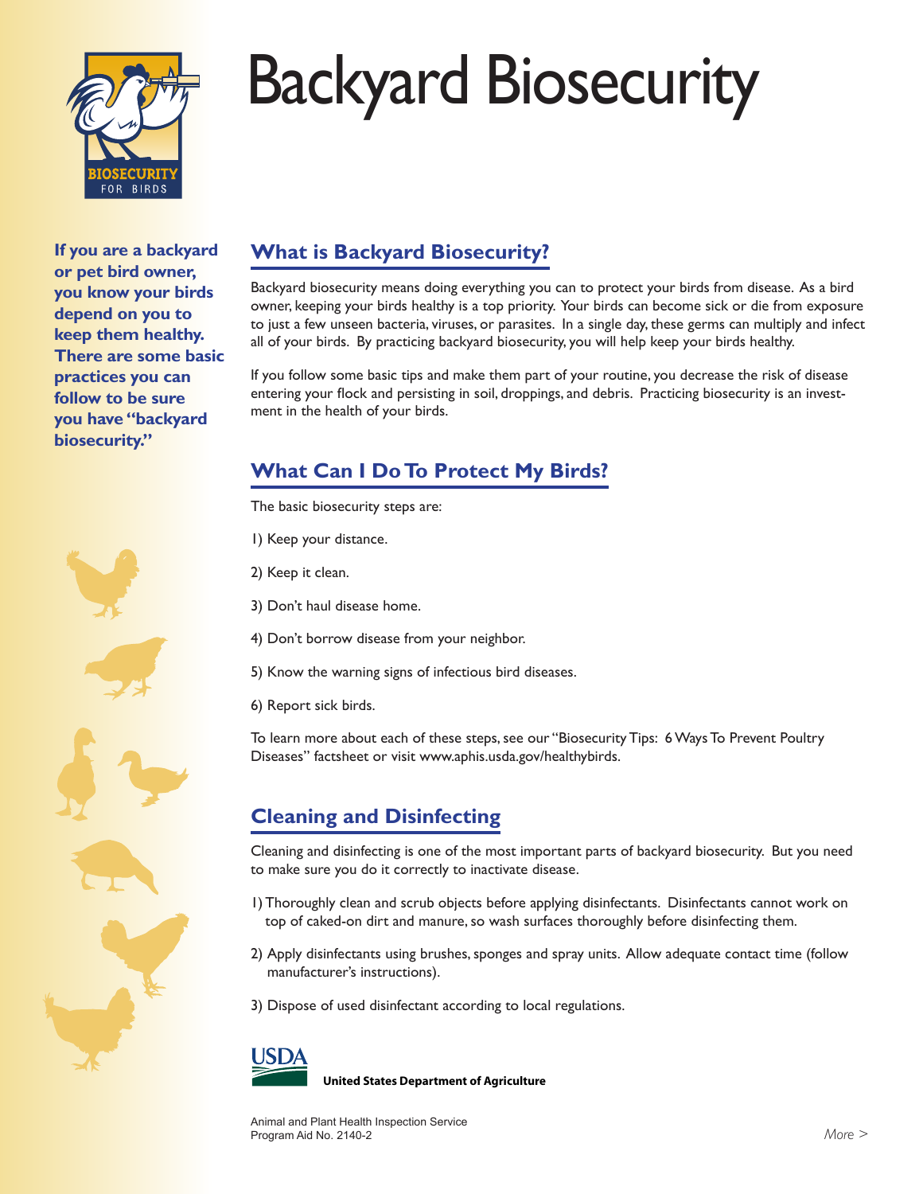# Backyard Biosecurity

BIOSECURITY FOR BIRDS

**If you are a backyard or pet bird owner, you know your birds depend on you to keep them healthy. There are some basic practices you can follow to be sure you have "backyard biosecurity."**

## What is Backyard Biosecurity?

Backyard biosecurity means doing everything you can to protect your birds from disease. As a bird owner, keeping your birds healthy is a top priority. Your birds can become sick or die from exposure to just a few unseen bacteria, viruses, or parasites. In a single day, these germs can multiply and infect all of your birds. By practicing backyard biosecurity, you will help keep your birds healthy.

If you follow some basic tips and make them part of your routine, you decrease the risk of disease entering your flock and persisting in soil, droppings, and debris. Practicing biosecurity is an investment in the health of your birds.

## What Can I Do To Protect My Birds?

The basic biosecurity steps are:

1) Keep your distance.

2) Keep it clean.

3) Don't haul disease home.

4) Don't borrow disease from your neighbor.

5) Know the warning signs of infectious bird diseases.

6) Report sick birds.

To learn more about each of these steps, see our "Biosecurity Tips: 6 Ways To Prevent Poultry Diseases" factsheet or visit www.aphis.usda.gov/healthybirds.

## Cleaning and Disinfecting

Cleaning and disinfecting is one of the most important parts of backyard biosecurity. But you need to make sure you do it correctly to inactivate disease.

1) Thoroughly clean and scrub objects before applying disinfectants. Disinfectants cannot work on top of caked-on dirt and manure, so wash surfaces thoroughly before disinfecting them.

2) Apply disinfectants using brushes, sponges and spray units. Allow adequate contact time (follow manufacturer's instructions).

3) Dispose of used disinfectant according to local regulations.

USDA

**United States Department of Agriculture**

Animal and Plant Health Inspection Service
Program Aid No. 2140-2

*More >*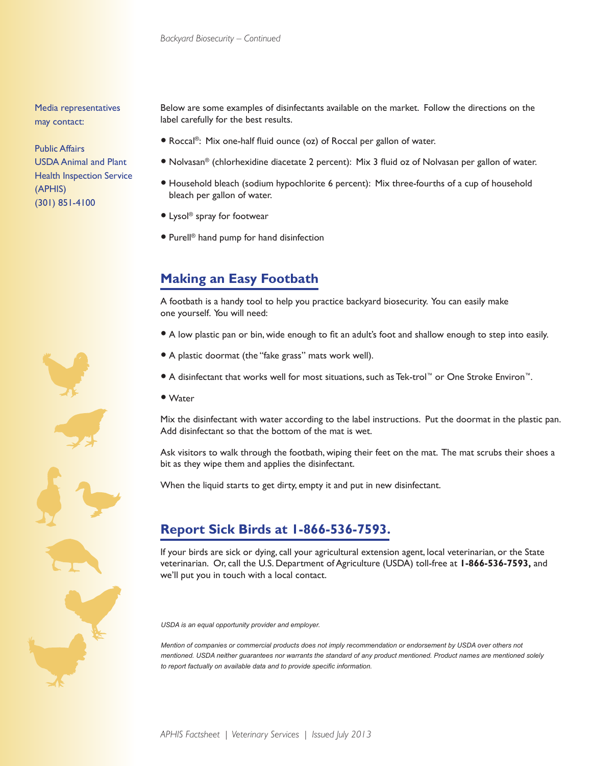Media representatives may contact:

Public Affairs
USDA Animal and Plant Health Inspection Service (APHIS)
(301) 851-4100

Below are some examples of disinfectants available on the market. Follow the directions on the label carefully for the best results.

- Roccal®: Mix one-half fluid ounce (oz) of Roccal per gallon of water.
- Nolvasan® (chlorhexidine diacetate 2 percent): Mix 3 fluid oz of Nolvasan per gallon of water.
- Household bleach (sodium hypochlorite 6 percent): Mix three-fourths of a cup of household bleach per gallon of water.
- Lysol® spray for footwear
- Purell® hand pump for hand disinfection

## Making an Easy Footbath

A footbath is a handy tool to help you practice backyard biosecurity. You can easily make one yourself. You will need:

- A low plastic pan or bin, wide enough to fit an adult's foot and shallow enough to step into easily.
- A plastic doormat (the "fake grass" mats work well).
- A disinfectant that works well for most situations, such as Tek-trol™ or One Stroke Environ™.
- Water

Mix the disinfectant with water according to the label instructions. Put the doormat in the plastic pan. Add disinfectant so that the bottom of the mat is wet.

Ask visitors to walk through the footbath, wiping their feet on the mat. The mat scrubs their shoes a bit as they wipe them and applies the disinfectant.

When the liquid starts to get dirty, empty it and put in new disinfectant.

## Report Sick Birds at 1-866-536-7593.

If your birds are sick or dying, call your agricultural extension agent, local veterinarian, or the State veterinarian. Or, call the U.S. Department of Agriculture (USDA) toll-free at **1-866-536-7593,** and we'll put you in touch with a local contact.

*USDA is an equal opportunity provider and employer.*

*Mention of companies or commercial products does not imply recommendation or endorsement by USDA over others not mentioned. USDA neither guarantees nor warrants the standard of any product mentioned. Product names are mentioned solely to report factually on available data and to provide specific information.*

*APHIS Factsheet | Veterinary Services | Issued July 2013*